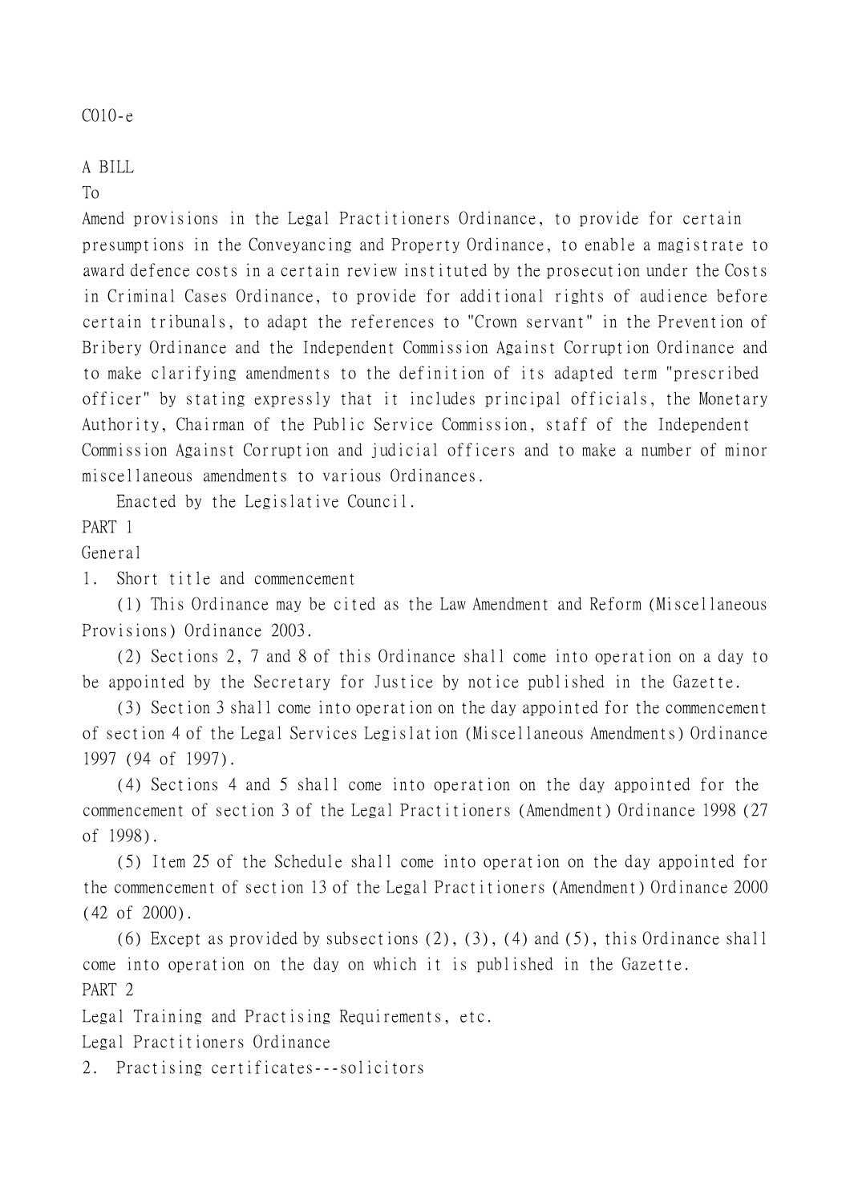C010-e

A BILL

To

Amend provisions in the Legal Practitioners Ordinance, to provide for certain presumptions in the Conveyancing and Property Ordinance, to enable a magistrate to award defence costs in a certain review instituted by the prosecution under the Costs in Criminal Cases Ordinance, to provide for additional rights of audience before certain tribunals, to adapt the references to "Crown servant" in the Prevention of Bribery Ordinance and the Independent Commission Against Corruption Ordinance and to make clarifying amendments to the definition of its adapted term "prescribed officer" by stating expressly that it includes principal officials, the Monetary Authority, Chairman of the Public Service Commission, staff of the Independent Commission Against Corruption and judicial officers and to make a number of minor miscellaneous amendments to various Ordinances.

Enacted by the Legislative Council.

PART 1

General

1. Short title and commencement

(1) This Ordinance may be cited as the Law Amendment and Reform (Miscellaneous Provisions) Ordinance 2003.

(2) Sections 2, 7 and 8 of this Ordinance shall come into operation on a day to be appointed by the Secretary for Justice by notice published in the Gazette.

(3) Section 3 shall come into operation on the day appointed for the commencement of section 4 of the Legal Services Legislation (Miscellaneous Amendments) Ordinance 1997 (94 of 1997).

(4) Sections 4 and 5 shall come into operation on the day appointed for the commencement of section 3 of the Legal Practitioners (Amendment) Ordinance 1998 (27 of 1998).

(5) Item 25 of the Schedule shall come into operation on the day appointed for the commencement of section 13 of the Legal Practitioners (Amendment) Ordinance 2000 (42 of 2000).

(6) Except as provided by subsections (2), (3), (4) and (5), this Ordinance shall come into operation on the day on which it is published in the Gazette.

PART 2

Legal Training and Practising Requirements, etc.

Legal Practitioners Ordinance

2. Practising certificates---solicitors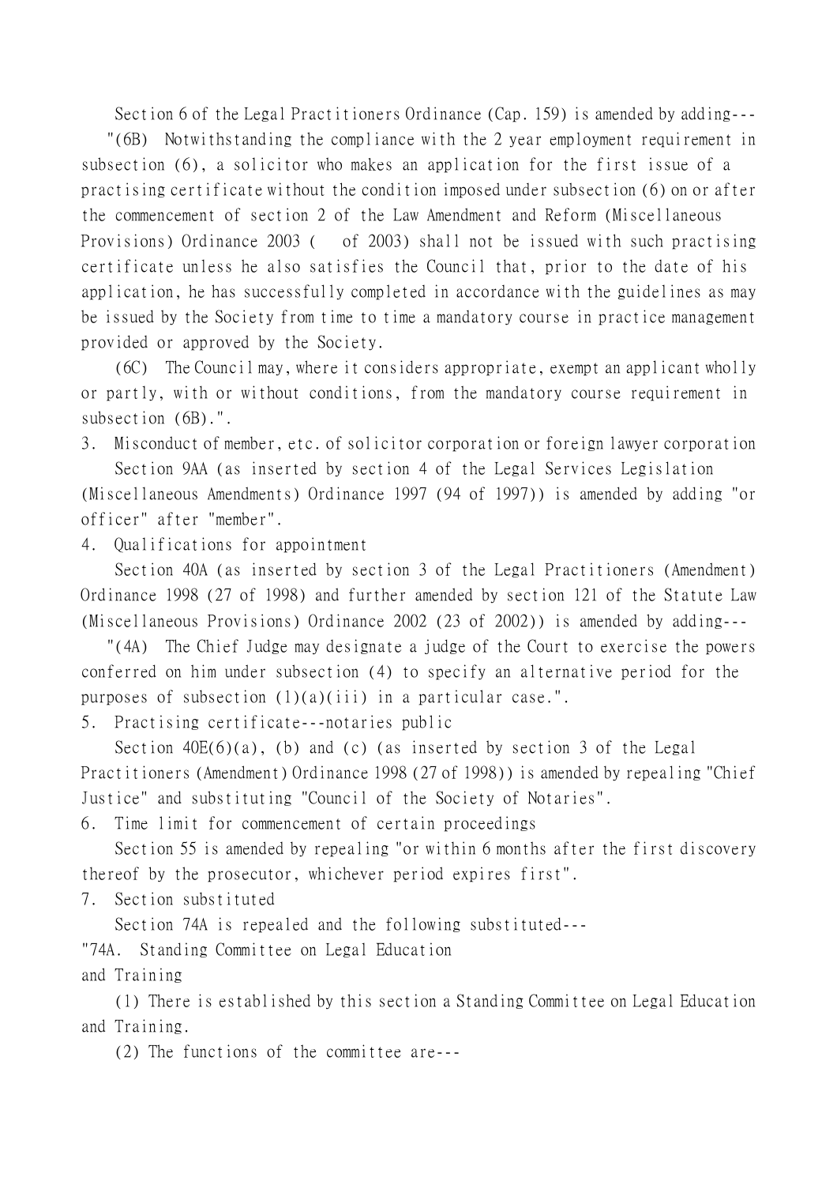Section 6 of the Legal Practitioners Ordinance (Cap. 159) is amended by adding---

"(6B) Notwithstanding the compliance with the 2 year employment requirement in subsection (6), a solicitor who makes an application for the first issue of a practising certificate without the condition imposed under subsection (6) on or after the commencement of section 2 of the Law Amendment and Reform (Miscellaneous Provisions) Ordinance 2003 (  of 2003) shall not be issued with such practising certificate unless he also satisfies the Council that, prior to the date of his application, he has successfully completed in accordance with the guidelines as may be issued by the Society from time to time a mandatory course in practice management provided or approved by the Society.

(6C) The Council may, where it considers appropriate, exempt an applicant wholly or partly, with or without conditions, from the mandatory course requirement in subsection (6B).".

3. Misconduct of member, etc. of solicitor corporation or foreign lawyer corporation

Section 9AA (as inserted by section 4 of the Legal Services Legislation (Miscellaneous Amendments) Ordinance 1997 (94 of 1997)) is amended by adding "or officer" after "member".

4. Qualifications for appointment

Section 40A (as inserted by section 3 of the Legal Practitioners (Amendment) Ordinance 1998 (27 of 1998) and further amended by section 121 of the Statute Law (Miscellaneous Provisions) Ordinance 2002 (23 of 2002)) is amended by adding---

"(4A) The Chief Judge may designate a judge of the Court to exercise the powers conferred on him under subsection (4) to specify an alternative period for the purposes of subsection (1)(a)(iii) in a particular case.".

5. Practising certificate---notaries public

Section 40E(6)(a), (b) and (c) (as inserted by section 3 of the Legal Practitioners (Amendment) Ordinance 1998 (27 of 1998)) is amended by repealing "Chief Justice" and substituting "Council of the Society of Notaries".

6. Time limit for commencement of certain proceedings

Section 55 is amended by repealing "or within 6 months after the first discovery thereof by the prosecutor, whichever period expires first".

7. Section substituted

Section 74A is repealed and the following substituted---

"74A. Standing Committee on Legal Education and Training

(1) There is established by this section a Standing Committee on Legal Education and Training.

(2) The functions of the committee are---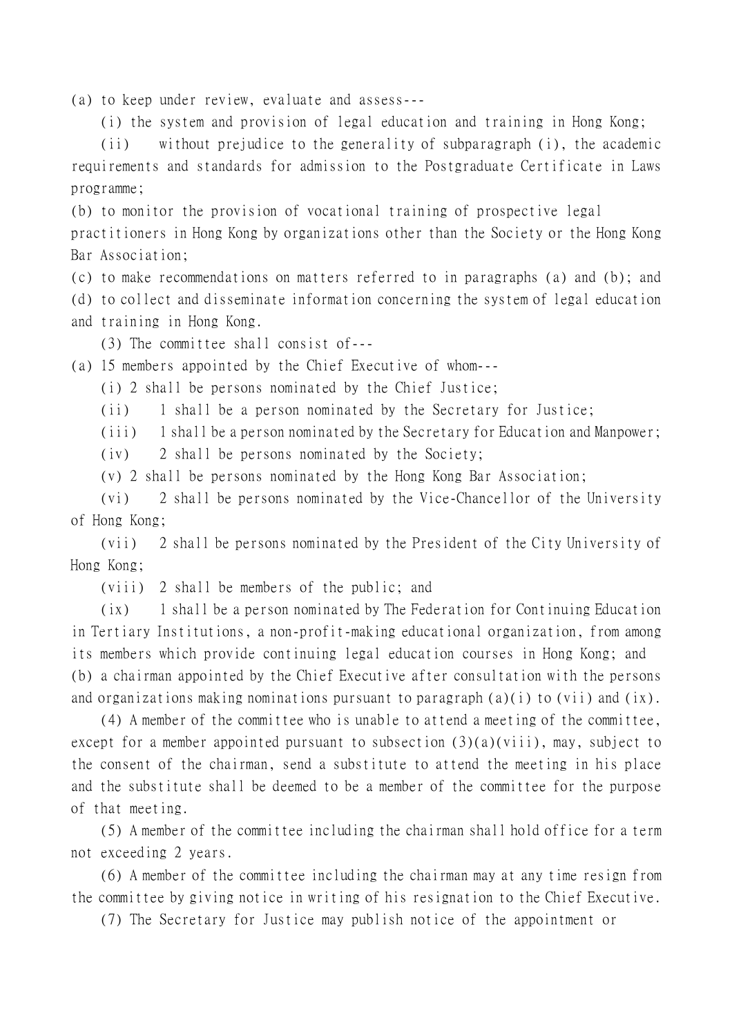(a) to keep under review, evaluate and assess---

(i) the system and provision of legal education and training in Hong Kong;

(ii) without prejudice to the generality of subparagraph (i), the academic requirements and standards for admission to the Postgraduate Certificate in Laws programme;

(b) to monitor the provision of vocational training of prospective legal practitioners in Hong Kong by organizations other than the Society or the Hong Kong Bar Association;

(c) to make recommendations on matters referred to in paragraphs (a) and (b); and

(d) to collect and disseminate information concerning the system of legal education and training in Hong Kong.

(3) The committee shall consist of---

(a) 15 members appointed by the Chief Executive of whom---

(i) 2 shall be persons nominated by the Chief Justice;

(ii) 1 shall be a person nominated by the Secretary for Justice;

(iii) 1 shall be a person nominated by the Secretary for Education and Manpower;

(iv) 2 shall be persons nominated by the Society;

(v) 2 shall be persons nominated by the Hong Kong Bar Association;

(vi) 2 shall be persons nominated by the Vice-Chancellor of the University of Hong Kong;

(vii) 2 shall be persons nominated by the President of the City University of Hong Kong;

(viii) 2 shall be members of the public; and

(ix) 1 shall be a person nominated by The Federation for Continuing Education in Tertiary Institutions, a non-profit-making educational organization, from among its members which provide continuing legal education courses in Hong Kong; and

(b) a chairman appointed by the Chief Executive after consultation with the persons and organizations making nominations pursuant to paragraph (a)(i) to (vii) and (ix).

(4) A member of the committee who is unable to attend a meeting of the committee, except for a member appointed pursuant to subsection (3)(a)(viii), may, subject to the consent of the chairman, send a substitute to attend the meeting in his place and the substitute shall be deemed to be a member of the committee for the purpose of that meeting.

(5) A member of the committee including the chairman shall hold office for a term not exceeding 2 years.

(6) A member of the committee including the chairman may at any time resign from the committee by giving notice in writing of his resignation to the Chief Executive.

(7) The Secretary for Justice may publish notice of the appointment or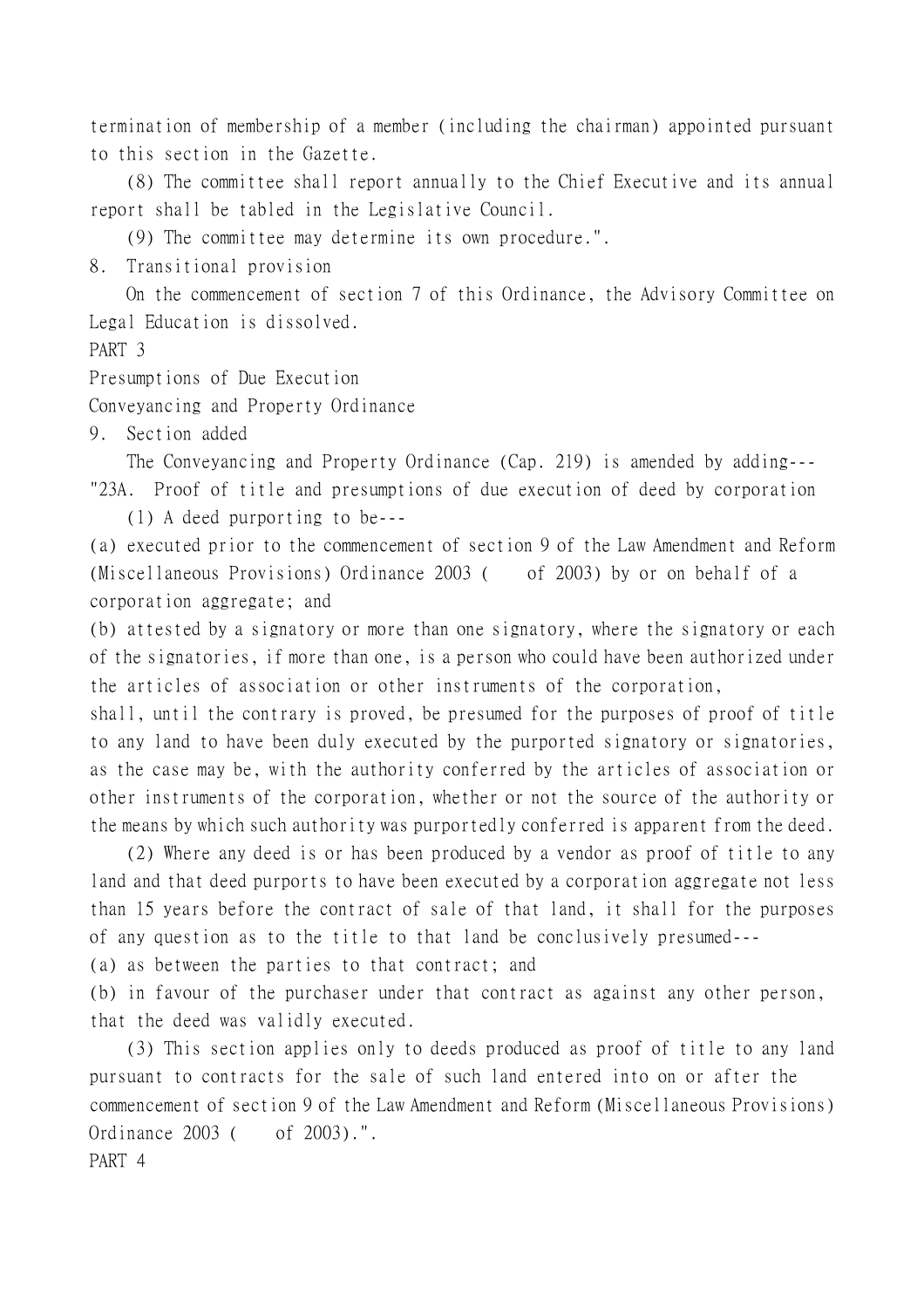termination of membership of a member (including the chairman) appointed pursuant to this section in the Gazette.

(8) The committee shall report annually to the Chief Executive and its annual report shall be tabled in the Legislative Council.

(9) The committee may determine its own procedure.".

8. Transitional provision

On the commencement of section 7 of this Ordinance, the Advisory Committee on Legal Education is dissolved.

PART 3

Presumptions of Due Execution

Conveyancing and Property Ordinance

9. Section added

The Conveyancing and Property Ordinance (Cap. 219) is amended by adding---

"23A. Proof of title and presumptions of due execution of deed by corporation

(1) A deed purporting to be---

(a) executed prior to the commencement of section 9 of the Law Amendment and Reform (Miscellaneous Provisions) Ordinance 2003 (     of 2003) by or on behalf of a corporation aggregate; and

(b) attested by a signatory or more than one signatory, where the signatory or each of the signatories, if more than one, is a person who could have been authorized under the articles of association or other instruments of the corporation,

shall, until the contrary is proved, be presumed for the purposes of proof of title to any land to have been duly executed by the purported signatory or signatories, as the case may be, with the authority conferred by the articles of association or other instruments of the corporation, whether or not the source of the authority or the means by which such authority was purportedly conferred is apparent from the deed.

(2) Where any deed is or has been produced by a vendor as proof of title to any land and that deed purports to have been executed by a corporation aggregate not less than 15 years before the contract of sale of that land, it shall for the purposes of any question as to the title to that land be conclusively presumed---

(a) as between the parties to that contract; and

(b) in favour of the purchaser under that contract as against any other person,

that the deed was validly executed.

(3) This section applies only to deeds produced as proof of title to any land pursuant to contracts for the sale of such land entered into on or after the commencement of section 9 of the Law Amendment and Reform (Miscellaneous Provisions) Ordinance 2003 (     of 2003).".

PART 4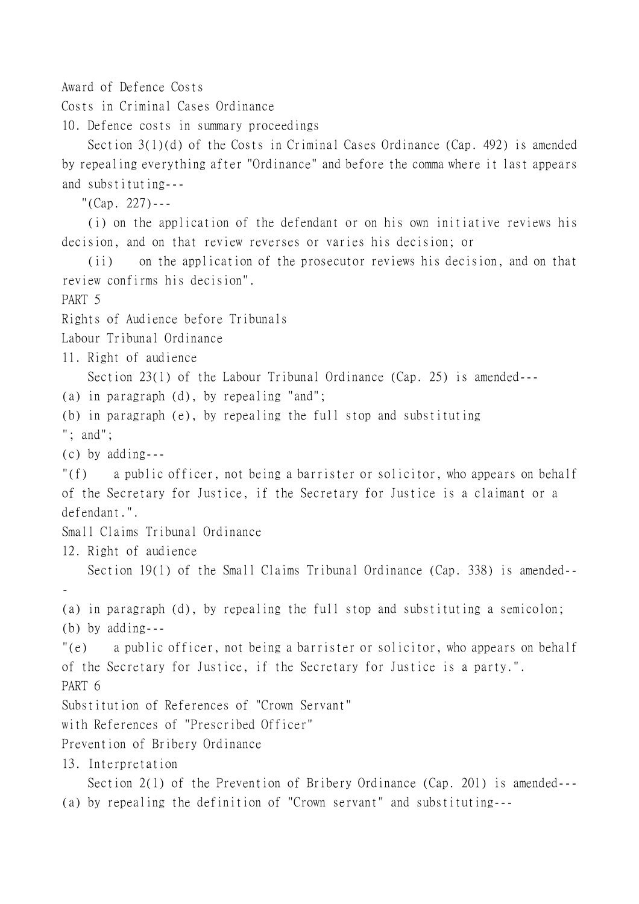Award of Defence Costs

Costs in Criminal Cases Ordinance

10. Defence costs in summary proceedings

Section 3(1)(d) of the Costs in Criminal Cases Ordinance (Cap. 492) is amended by repealing everything after "Ordinance" and before the comma where it last appears and substituting---

"(Cap. 227)---

(i) on the application of the defendant or on his own initiative reviews his decision, and on that review reverses or varies his decision; or

(ii) on the application of the prosecutor reviews his decision, and on that review confirms his decision".

PART 5

Rights of Audience before Tribunals

Labour Tribunal Ordinance

11. Right of audience

Section 23(1) of the Labour Tribunal Ordinance (Cap. 25) is amended---

(a) in paragraph (d), by repealing "and";

(b) in paragraph (e), by repealing the full stop and substituting "; and";

(c) by adding---

"(f) a public officer, not being a barrister or solicitor, who appears on behalf of the Secretary for Justice, if the Secretary for Justice is a claimant or a defendant.".

Small Claims Tribunal Ordinance

12. Right of audience

Section 19(1) of the Small Claims Tribunal Ordinance (Cap. 338) is amended---

(a) in paragraph (d), by repealing the full stop and substituting a semicolon;

(b) by adding---

"(e) a public officer, not being a barrister or solicitor, who appears on behalf of the Secretary for Justice, if the Secretary for Justice is a party.".

PART 6

Substitution of References of "Crown Servant" with References of "Prescribed Officer"

Prevention of Bribery Ordinance

13. Interpretation

Section 2(1) of the Prevention of Bribery Ordinance (Cap. 201) is amended---

(a) by repealing the definition of "Crown servant" and substituting---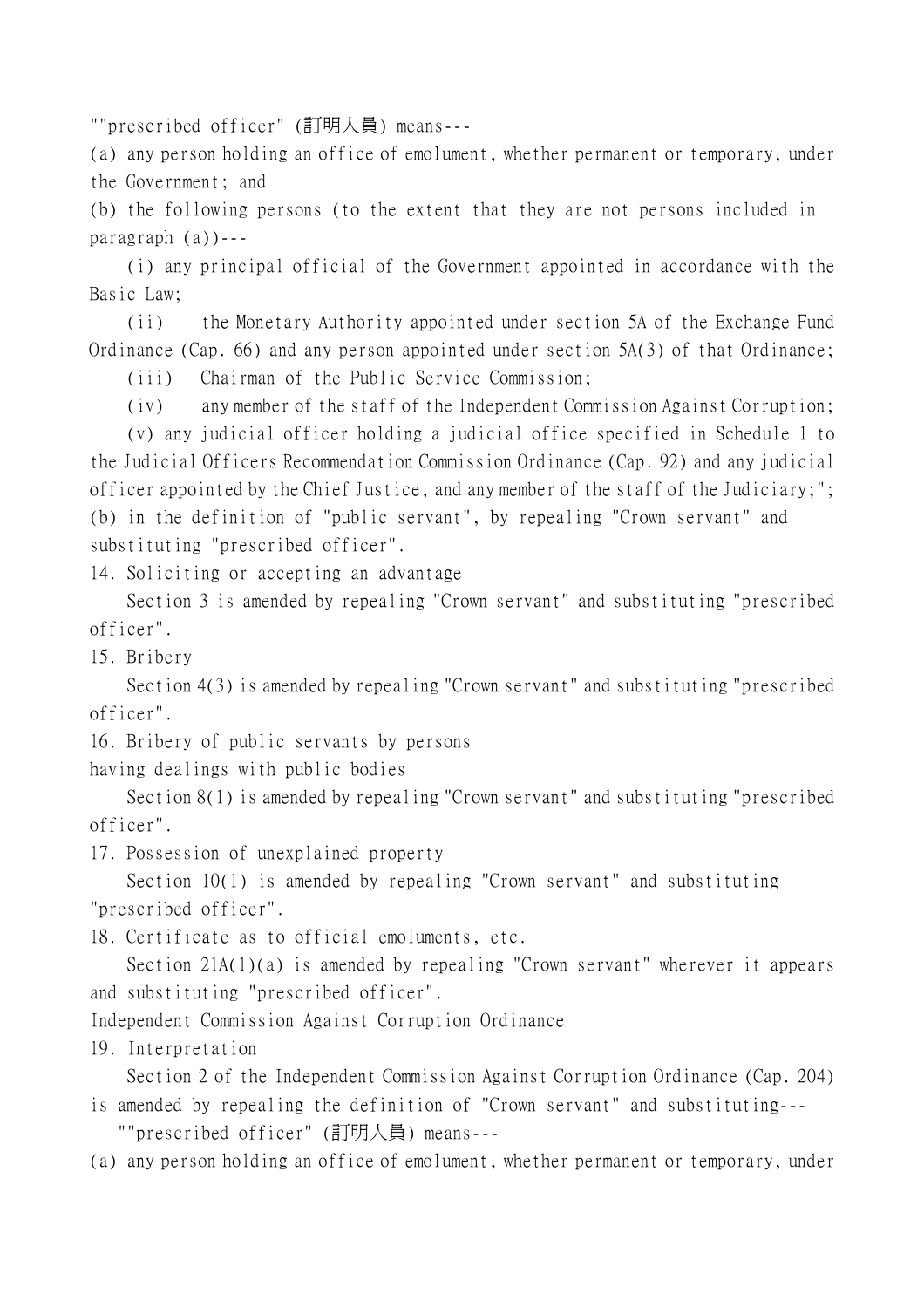""prescribed officer" (訂明人員) means---

(a) any person holding an office of emolument, whether permanent or temporary, under the Government; and

(b) the following persons (to the extent that they are not persons included in paragraph (a))---

(i) any principal official of the Government appointed in accordance with the Basic Law;

(ii) the Monetary Authority appointed under section 5A of the Exchange Fund Ordinance (Cap. 66) and any person appointed under section 5A(3) of that Ordinance;

(iii) Chairman of the Public Service Commission;

(iv) any member of the staff of the Independent Commission Against Corruption;

(v) any judicial officer holding a judicial office specified in Schedule 1 to the Judicial Officers Recommendation Commission Ordinance (Cap. 92) and any judicial officer appointed by the Chief Justice, and any member of the staff of the Judiciary;";

(b) in the definition of "public servant", by repealing "Crown servant" and substituting "prescribed officer".

14. Soliciting or accepting an advantage

Section 3 is amended by repealing "Crown servant" and substituting "prescribed officer".

15. Bribery

Section 4(3) is amended by repealing "Crown servant" and substituting "prescribed officer".

16. Bribery of public servants by persons having dealings with public bodies

Section 8(1) is amended by repealing "Crown servant" and substituting "prescribed officer".

17. Possession of unexplained property

Section 10(1) is amended by repealing "Crown servant" and substituting "prescribed officer".

18. Certificate as to official emoluments, etc.

Section 21A(1)(a) is amended by repealing "Crown servant" wherever it appears and substituting "prescribed officer".

Independent Commission Against Corruption Ordinance

19. Interpretation

Section 2 of the Independent Commission Against Corruption Ordinance (Cap. 204) is amended by repealing the definition of "Crown servant" and substituting---

""prescribed officer" (訂明人員) means---

(a) any person holding an office of emolument, whether permanent or temporary, under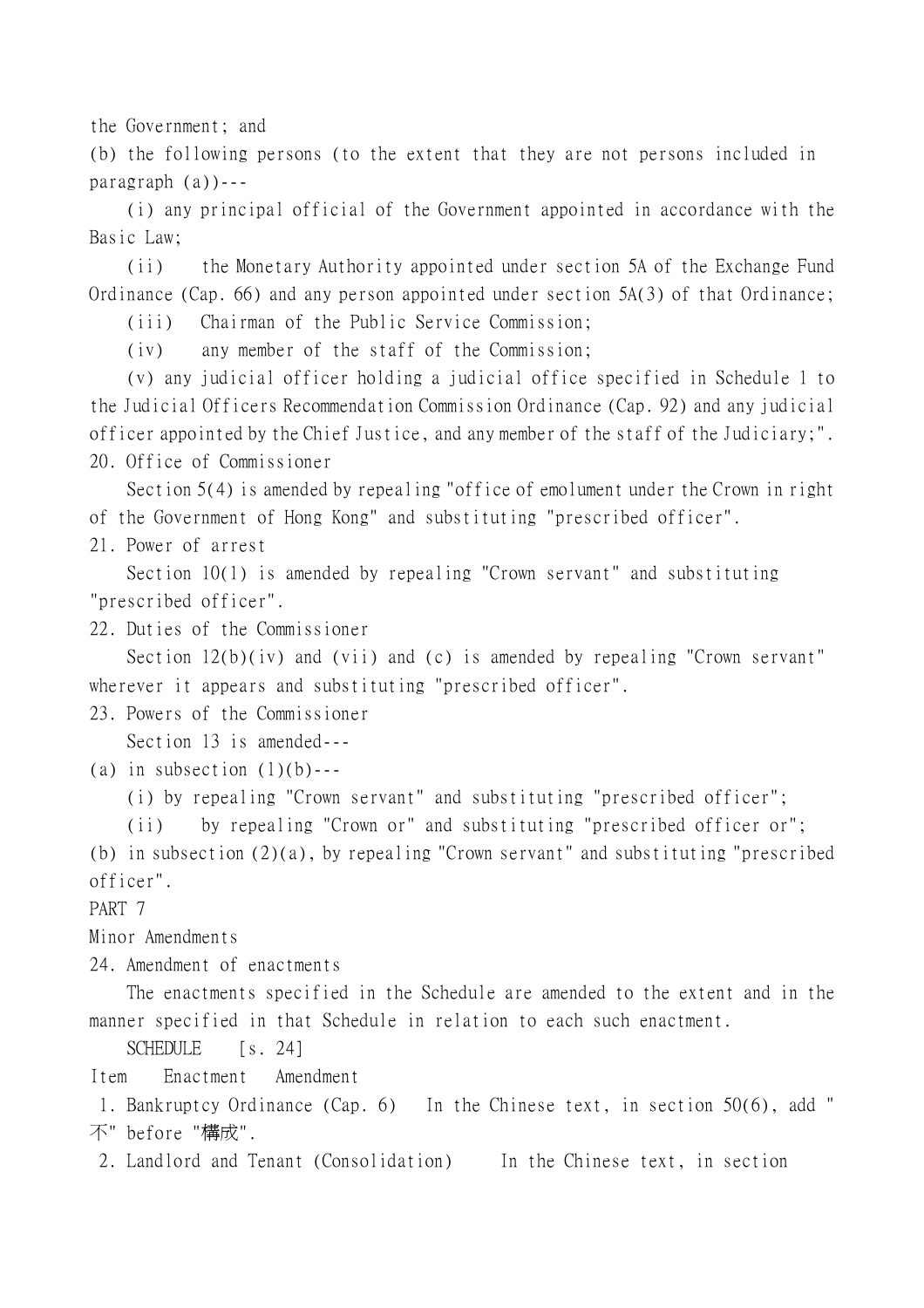the Government; and

(b) the following persons (to the extent that they are not persons included in paragraph (a))---

(i) any principal official of the Government appointed in accordance with the Basic Law;

(ii) the Monetary Authority appointed under section 5A of the Exchange Fund Ordinance (Cap. 66) and any person appointed under section 5A(3) of that Ordinance;

(iii) Chairman of the Public Service Commission;

(iv) any member of the staff of the Commission;

(v) any judicial officer holding a judicial office specified in Schedule 1 to the Judicial Officers Recommendation Commission Ordinance (Cap. 92) and any judicial officer appointed by the Chief Justice, and any member of the staff of the Judiciary;".

20. Office of Commissioner

Section 5(4) is amended by repealing "office of emolument under the Crown in right of the Government of Hong Kong" and substituting "prescribed officer".

21. Power of arrest

Section 10(1) is amended by repealing "Crown servant" and substituting "prescribed officer".

22. Duties of the Commissioner

Section 12(b)(iv) and (vii) and (c) is amended by repealing "Crown servant" wherever it appears and substituting "prescribed officer".

23. Powers of the Commissioner

Section 13 is amended---

(a) in subsection (1)(b)---

(i) by repealing "Crown servant" and substituting "prescribed officer";

(ii) by repealing "Crown or" and substituting "prescribed officer or";

(b) in subsection (2)(a), by repealing "Crown servant" and substituting "prescribed officer".

PART 7

Minor Amendments

24. Amendment of enactments

The enactments specified in the Schedule are amended to the extent and in the manner specified in that Schedule in relation to each such enactment.

SCHEDULE [s. 24]

| Item | Enactment | Amendment |
|---|---|---|
| 1. | Bankruptcy Ordinance (Cap. 6) | In the Chinese text, in section 50(6), add "不" before "構成". |
| 2. | Landlord and Tenant (Consolidation) | In the Chinese text, in section |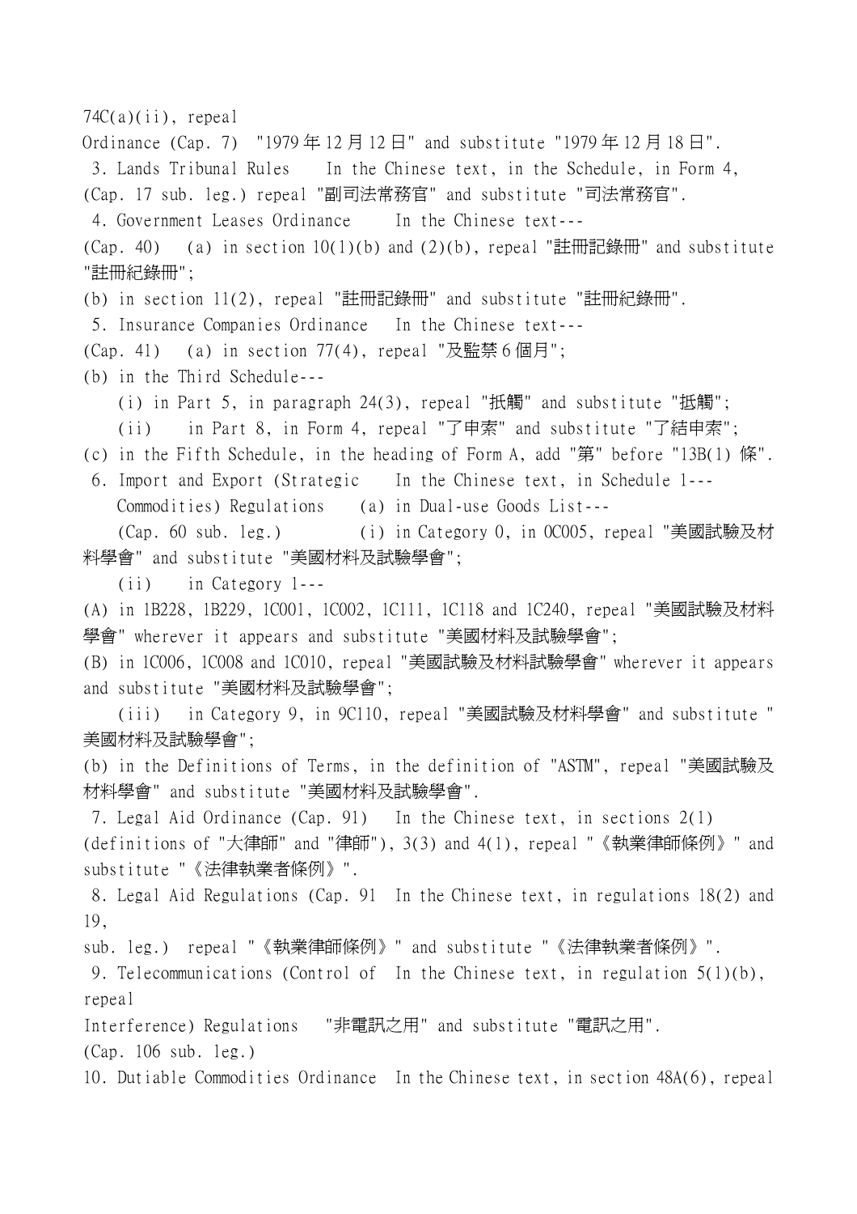74C(a)(ii), repeal

Ordinance (Cap. 7) "1979 年 12 月 12 日" and substitute "1979 年 12 月 18 日".

3. Lands Tribunal Rules In the Chinese text, in the Schedule, in Form 4,
(Cap. 17 sub. leg.) repeal "副司法常務官" and substitute "司法常務官".

4. Government Leases Ordinance In the Chinese text---
(Cap. 40) (a) in section 10(1)(b) and (2)(b), repeal "註冊記錄冊" and substitute "註冊紀錄冊";
(b) in section 11(2), repeal "註冊記錄冊" and substitute "註冊紀錄冊".

5. Insurance Companies Ordinance In the Chinese text---
(Cap. 41) (a) in section 77(4), repeal "及監禁 6 個月";
(b) in the Third Schedule---
(i) in Part 5, in paragraph 24(3), repeal "抵觸" and substitute "抵觸";
(ii) in Part 8, in Form 4, repeal "了申索" and substitute "了結申索";
(c) in the Fifth Schedule, in the heading of Form A, add "第" before "13B(1) 條".

6. Import and Export (Strategic In the Chinese text, in Schedule 1---
Commodities) Regulations (a) in Dual-use Goods List---
(Cap. 60 sub. leg.) (i) in Category 0, in 0C005, repeal "美國試驗及材料學會" and substitute "美國材料及試驗學會";
(ii) in Category 1---
(A) in 1B228, 1B229, 1C001, 1C002, 1C111, 1C118 and 1C240, repeal "美國試驗及材料學會" wherever it appears and substitute "美國材料及試驗學會";
(B) in 1C006, 1C008 and 1C010, repeal "美國試驗及材料試驗學會" wherever it appears and substitute "美國材料及試驗學會";
(iii) in Category 9, in 9C110, repeal "美國試驗及材料學會" and substitute "美國材料及試驗學會";
(b) in the Definitions of Terms, in the definition of "ASTM", repeal "美國試驗及材料學會" and substitute "美國材料及試驗學會".

7. Legal Aid Ordinance (Cap. 91) In the Chinese text, in sections 2(1) (definitions of "大律師" and "律師"), 3(3) and 4(1), repeal "《執業律師條例》" and substitute "《法律執業者條例》".

8. Legal Aid Regulations (Cap. 91 In the Chinese text, in regulations 18(2) and 19,
sub. leg.) repeal "《執業律師條例》" and substitute "《法律執業者條例》".

9. Telecommunications (Control of In the Chinese text, in regulation 5(1)(b), repeal
Interference) Regulations "非電訊之用" and substitute "電訊之用".
(Cap. 106 sub. leg.)

10. Dutiable Commodities Ordinance In the Chinese text, in section 48A(6), repeal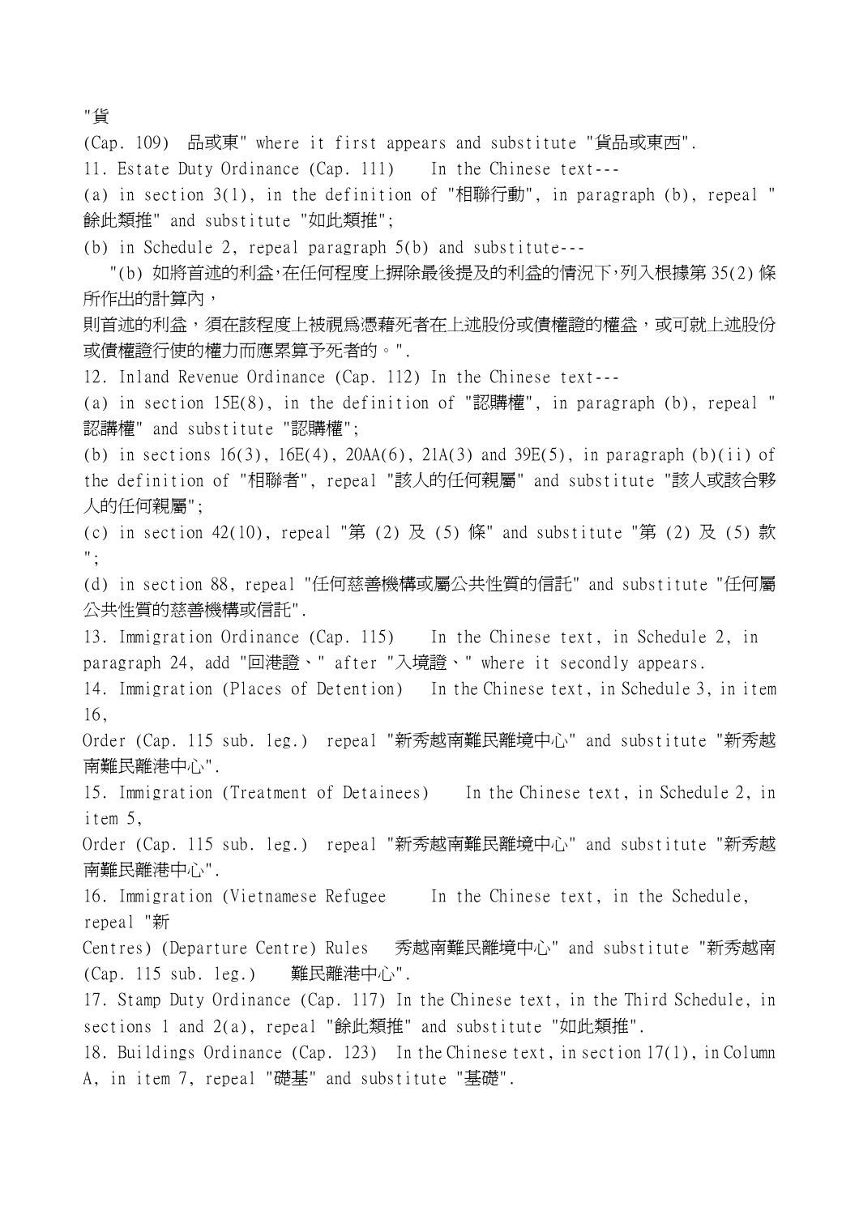"貨

(Cap. 109) 品或東" where it first appears and substitute "貨品或東西".

11. Estate Duty Ordinance (Cap. 111) In the Chinese text---

(a) in section 3(1), in the definition of "相聯行動", in paragraph (b), repeal "餘此類推" and substitute "如此類推";

(b) in Schedule 2, repeal paragraph 5(b) and substitute---

"(b) 如將首述的利益,在任何程度上摒除最後提及的利益的情況下,列入根據第 35(2) 條所作出的計算內，

則首述的利益，須在該程度上被視爲憑藉死者在上述股份或債權證的權益，或可就上述股份或債權證行使的權力而應累算予死者的。".

12. Inland Revenue Ordinance (Cap. 112) In the Chinese text---

(a) in section 15E(8), in the definition of "認購權", in paragraph (b), repeal "認講權" and substitute "認購權";

(b) in sections 16(3), 16E(4), 20AA(6), 21A(3) and 39E(5), in paragraph (b)(ii) of the definition of "相聯者", repeal "該人的任何親屬" and substitute "該人或該合夥人的任何親屬";

(c) in section 42(10), repeal "第 (2) 及 (5) 條" and substitute "第 (2) 及 (5) 款";

(d) in section 88, repeal "任何慈善機構或屬公共性質的信託" and substitute "任何屬公共性質的慈善機構或信託".

13. Immigration Ordinance (Cap. 115) In the Chinese text, in Schedule 2, in paragraph 24, add "回港證、" after "入境證、" where it secondly appears.

14. Immigration (Places of Detention) Order (Cap. 115 sub. leg.) In the Chinese text, in Schedule 3, in item 16, repeal "新秀越南難民離境中心" and substitute "新秀越南難民離港中心".

15. Immigration (Treatment of Detainees) Order (Cap. 115 sub. leg.) In the Chinese text, in Schedule 2, in item 5, repeal "新秀越南難民離境中心" and substitute "新秀越南難民離港中心".

16. Immigration (Vietnamese Refugee Centres) (Departure Centre) Rules (Cap. 115 sub. leg.) In the Chinese text, in the Schedule, repeal "新秀越南難民離境中心" and substitute "新秀越南難民離港中心".

17. Stamp Duty Ordinance (Cap. 117) In the Chinese text, in the Third Schedule, in sections 1 and 2(a), repeal "餘此類推" and substitute "如此類推".

18. Buildings Ordinance (Cap. 123) In the Chinese text, in section 17(1), in Column A, in item 7, repeal "礎基" and substitute "基礎".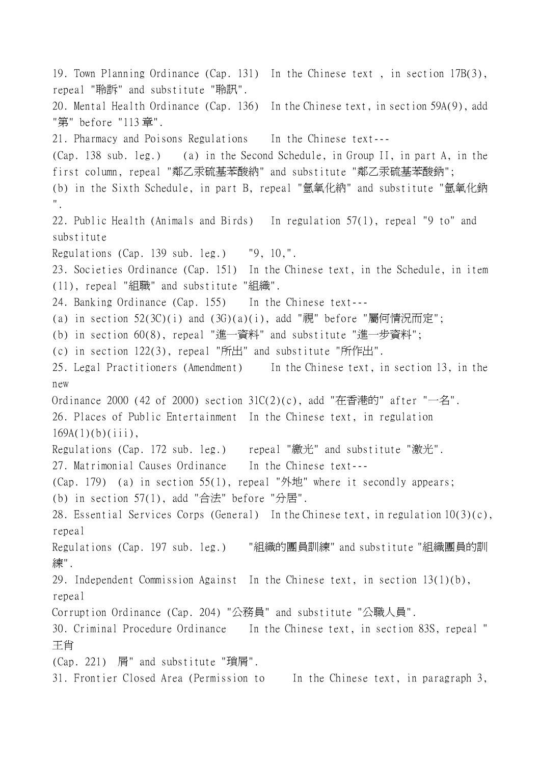19. Town Planning Ordinance (Cap. 131) In the Chinese text , in section 17B(3), repeal "聆訴" and substitute "聆訊".

20. Mental Health Ordinance (Cap. 136) In the Chinese text, in section 59A(9), add "第" before "113 章".

21. Pharmacy and Poisons Regulations (Cap. 138 sub. leg.) In the Chinese text---

(a) in the Second Schedule, in Group II, in part A, in the first column, repeal "鄰乙汞硫基苯酸納" and substitute "鄰乙汞硫基苯酸鈉";

(b) in the Sixth Schedule, in part B, repeal "氫氧化納" and substitute "氫氧化鈉".

22. Public Health (Animals and Birds) Regulations (Cap. 139 sub. leg.) In regulation 57(1), repeal "9 to" and substitute "9, 10,".

23. Societies Ordinance (Cap. 151) In the Chinese text, in the Schedule, in item (11), repeal "組職" and substitute "組織".

24. Banking Ordinance (Cap. 155) In the Chinese text---

(a) in section 52(3C)(i) and (3G)(a)(i), add "視" before "屬何情況而定";

(b) in section 60(8), repeal "進一資料" and substitute "進一步資料";

(c) in section 122(3), repeal "所出" and substitute "所作出".

25. Legal Practitioners (Amendment) Ordinance 2000 (42 of 2000) In the Chinese text, in section 13, in the new section 31C(2)(c), add "在香港的" after "一名".

26. Places of Public Entertainment Regulations (Cap. 172 sub. leg.) In the Chinese text, in regulation 169A(1)(b)(iii), repeal "繳光" and substitute "激光".

27. Matrimonial Causes Ordinance (Cap. 179) In the Chinese text---

(a) in section 55(1), repeal "外地" where it secondly appears;

(b) in section 57(1), add "合法" before "分居".

28. Essential Services Corps (General) Regulations (Cap. 197 sub. leg.) In the Chinese text, in regulation 10(3)(c), repeal "組織的團員訓練" and substitute "組織團員的訓練".

29. Independent Commission Against Corruption Ordinance (Cap. 204) In the Chinese text, in section 13(1)(b), repeal "公務員" and substitute "公職人員".

30. Criminal Procedure Ordinance (Cap. 221) In the Chinese text, in section 83S, repeal "王肖 屑" and substitute "瑣屑".

31. Frontier Closed Area (Permission to In the Chinese text, in paragraph 3,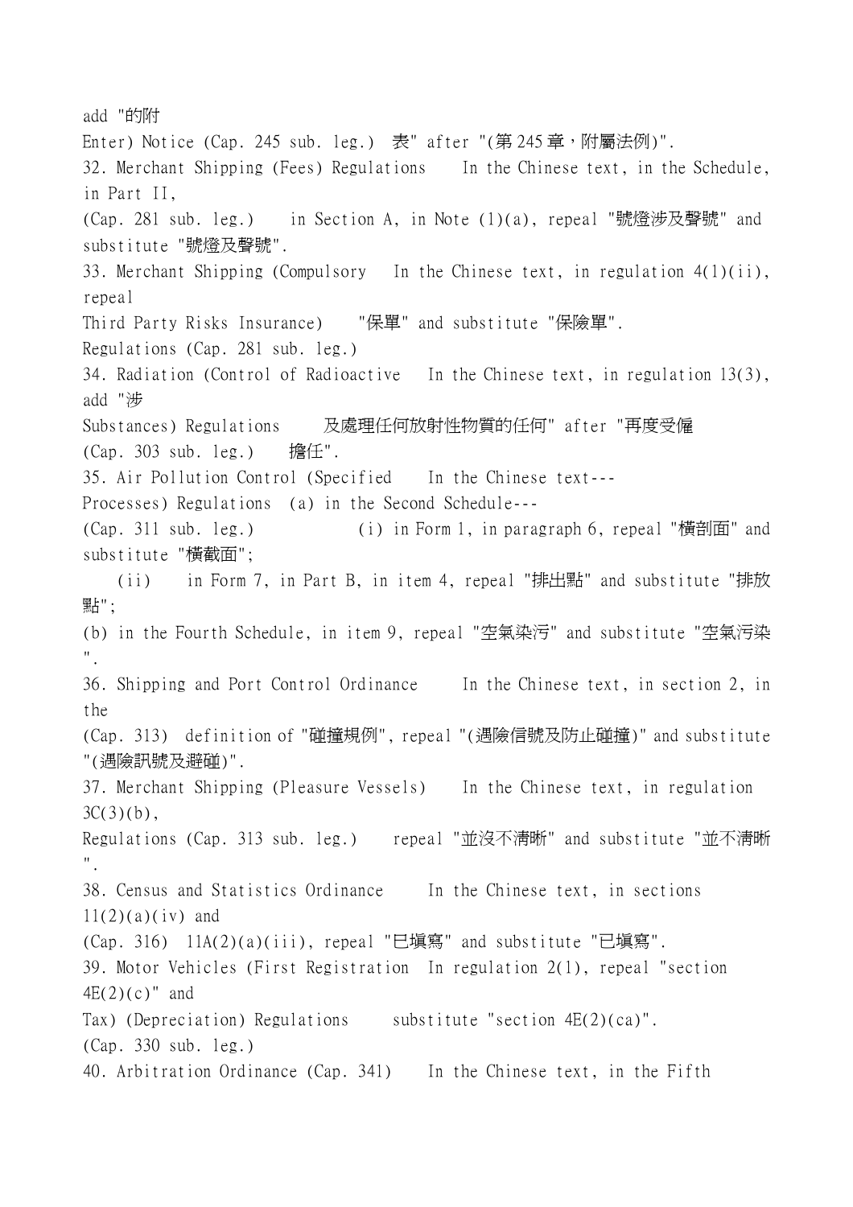add "的附
Enter) Notice (Cap. 245 sub. leg.) 表" after "(第 245 章，附屬法例)".

32. Merchant Shipping (Fees) Regulations (Cap. 281 sub. leg.) In the Chinese text, in the Schedule, in Part II, in Section A, in Note (1)(a), repeal "號燈涉及聲號" and substitute "號燈及聲號".

33. Merchant Shipping (Compulsory Third Party Risks Insurance) Regulations (Cap. 281 sub. leg.) In the Chinese text, in regulation 4(1)(ii), repeal "保單" and substitute "保險單".

34. Radiation (Control of Radioactive Substances) Regulations (Cap. 303 sub. leg.) In the Chinese text, in regulation 13(3), add "涉及處理任何放射性物質的任何" after "再度受僱擔任".

35. Air Pollution Control (Specified Processes) Regulations (Cap. 311 sub. leg.) In the Chinese text---

(a) in the Second Schedule---

(i) in Form 1, in paragraph 6, repeal "橫剖面" and substitute "橫截面";

(ii) in Form 7, in Part B, in item 4, repeal "排出點" and substitute "排放點";

(b) in the Fourth Schedule, in item 9, repeal "空氣染污" and substitute "空氣污染".

36. Shipping and Port Control Ordinance (Cap. 313) In the Chinese text, in section 2, in the definition of "碰撞規例", repeal "(遇險信號及防止碰撞)" and substitute "(遇險訊號及避碰)".

37. Merchant Shipping (Pleasure Vessels) Regulations (Cap. 313 sub. leg.) In the Chinese text, in regulation 3C(3)(b), repeal "並沒不清晰" and substitute "並不清晰".

38. Census and Statistics Ordinance (Cap. 316) In the Chinese text, in sections 11(2)(a)(iv) and 11A(2)(a)(iii), repeal "巳填寫" and substitute "已填寫".

39. Motor Vehicles (First Registration Tax) (Depreciation) Regulations (Cap. 330 sub. leg.) In regulation 2(1), repeal "section 4E(2)(c)" and substitute "section 4E(2)(ca)".

40. Arbitration Ordinance (Cap. 341) In the Chinese text, in the Fifth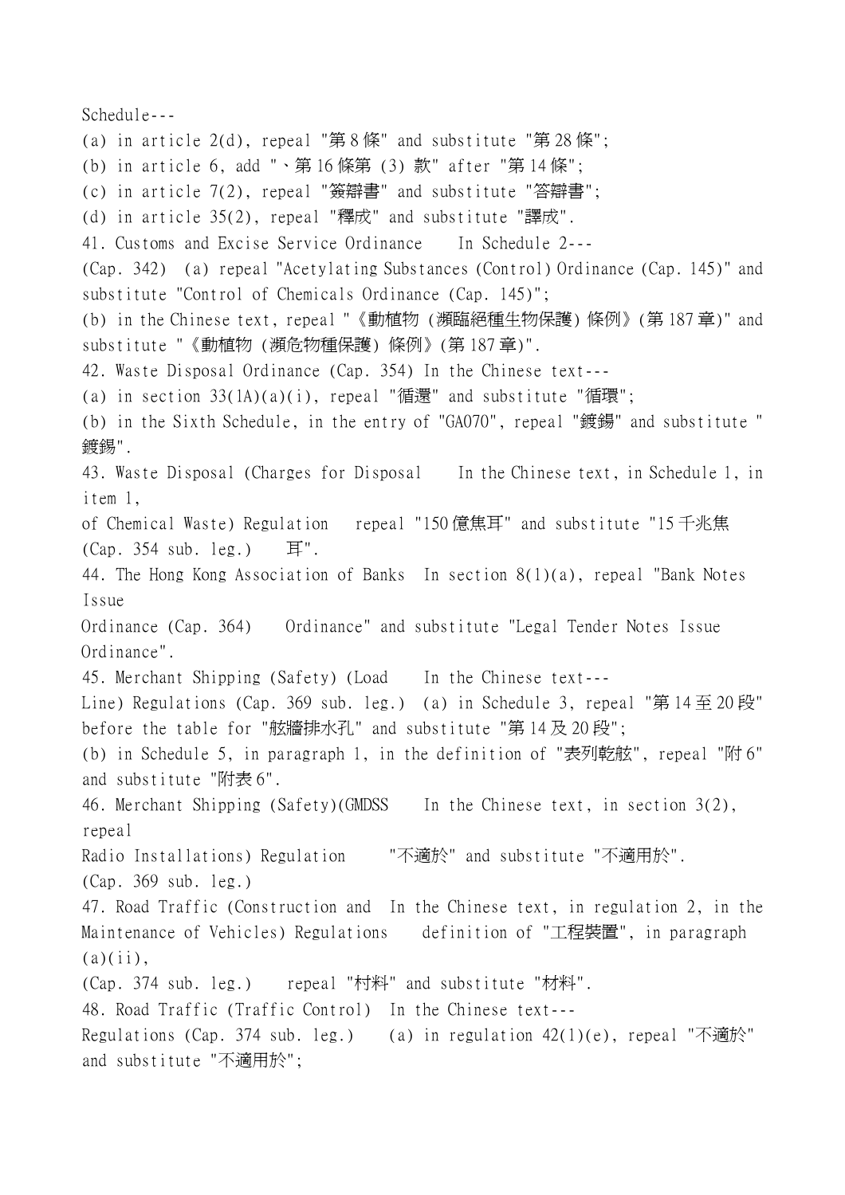Schedule---

(a) in article 2(d), repeal "第 8 條" and substitute "第 28 條";

(b) in article 6, add "、第 16 條第 (3) 款" after "第 14 條";

(c) in article 7(2), repeal "簽辯書" and substitute "答辯書";

(d) in article 35(2), repeal "釋成" and substitute "譯成".

41. Customs and Excise Service Ordinance (Cap. 342) In Schedule 2---

(a) repeal "Acetylating Substances (Control) Ordinance (Cap. 145)" and substitute "Control of Chemicals Ordinance (Cap. 145)";

(b) in the Chinese text, repeal "《動植物 (瀕臨絕種生物保護) 條例》(第 187 章)" and substitute "《動植物 (瀕危物種保護) 條例》(第 187 章)".

42. Waste Disposal Ordinance (Cap. 354) In the Chinese text---

(a) in section 33(1A)(a)(i), repeal "循還" and substitute "循環";

(b) in the Sixth Schedule, in the entry of "GA070", repeal "鍍錫" and substitute "鍍錫".

43. Waste Disposal (Charges for Disposal of Chemical Waste) Regulation (Cap. 354 sub. leg.) In the Chinese text, in Schedule 1, in item 1, repeal "150 億焦耳" and substitute "15 千兆焦耳".

44. The Hong Kong Association of Banks Ordinance (Cap. 364) In section 8(1)(a), repeal "Bank Notes Issue Ordinance" and substitute "Legal Tender Notes Issue Ordinance".

45. Merchant Shipping (Safety) (Load Line) Regulations (Cap. 369 sub. leg.) In the Chinese text---

(a) in Schedule 3, repeal "第 14 至 20 段" before the table for "舷牆排水孔" and substitute "第 14 及 20 段";

(b) in Schedule 5, in paragraph 1, in the definition of "表列乾舷", repeal "附 6" and substitute "附表 6".

46. Merchant Shipping (Safety)(GMDSS Radio Installations) Regulation (Cap. 369 sub. leg.) In the Chinese text, in section 3(2), repeal "不適於" and substitute "不適用於".

47. Road Traffic (Construction and Maintenance of Vehicles) Regulations (Cap. 374 sub. leg.) In the Chinese text, in regulation 2, in the definition of "工程裝置", in paragraph (a)(ii), repeal "村料" and substitute "材料".

48. Road Traffic (Traffic Control) Regulations (Cap. 374 sub. leg.) In the Chinese text---

(a) in regulation 42(1)(e), repeal "不適於" and substitute "不適用於";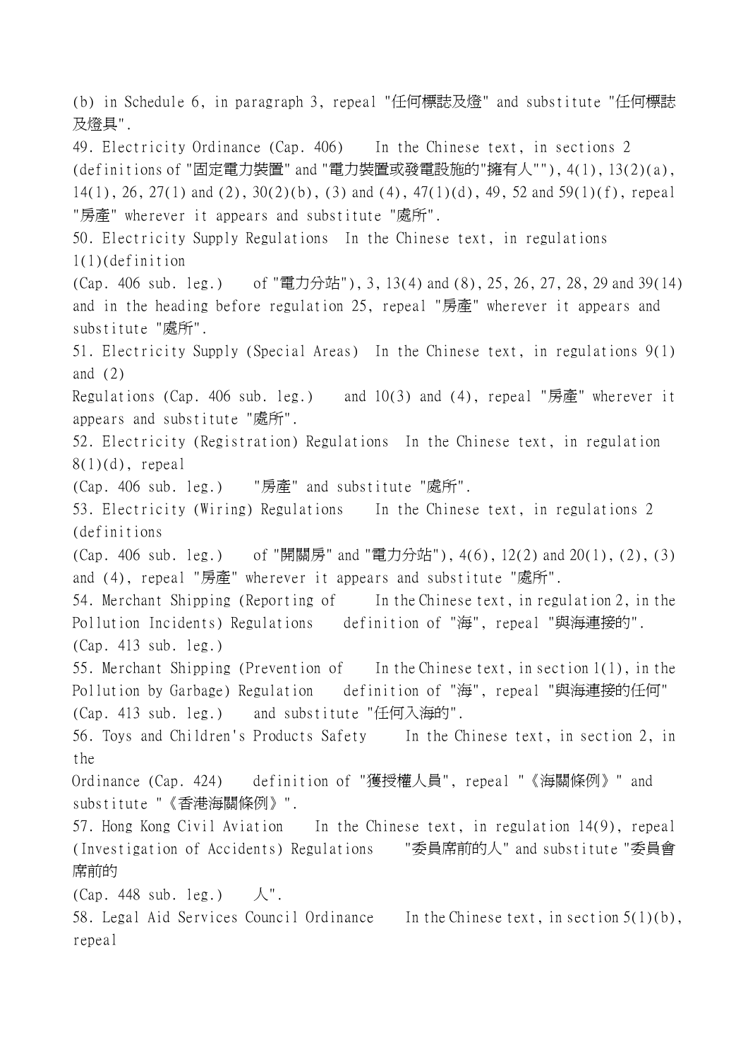(b) in Schedule 6, in paragraph 3, repeal "任何標誌及燈" and substitute "任何標誌及燈具".

49. Electricity Ordinance (Cap. 406) In the Chinese text, in sections 2 (definitions of "固定電力裝置" and "電力裝置或發電設施的"擁有人""), 4(1), 13(2)(a), 14(1), 26, 27(1) and (2), 30(2)(b), (3) and (4), 47(1)(d), 49, 52 and 59(1)(f), repeal "房產" wherever it appears and substitute "處所".

50. Electricity Supply Regulations (Cap. 406 sub. leg.) In the Chinese text, in regulations 1(1)(definition of "電力分站"), 3, 13(4) and (8), 25, 26, 27, 28, 29 and 39(14) and in the heading before regulation 25, repeal "房產" wherever it appears and substitute "處所".

51. Electricity Supply (Special Areas) Regulations (Cap. 406 sub. leg.) In the Chinese text, in regulations 9(1) and (2) and 10(3) and (4), repeal "房產" wherever it appears and substitute "處所".

52. Electricity (Registration) Regulations (Cap. 406 sub. leg.) In the Chinese text, in regulation 8(1)(d), repeal "房產" and substitute "處所".

53. Electricity (Wiring) Regulations (Cap. 406 sub. leg.) In the Chinese text, in regulations 2 (definitions of "開關房" and "電力分站"), 4(6), 12(2) and 20(1), (2), (3) and (4), repeal "房產" wherever it appears and substitute "處所".

54. Merchant Shipping (Reporting of Pollution Incidents) Regulations (Cap. 413 sub. leg.) In the Chinese text, in regulation 2, in the definition of "海", repeal "與海連接的".

55. Merchant Shipping (Prevention of Pollution by Garbage) Regulation (Cap. 413 sub. leg.) In the Chinese text, in section 1(1), in the definition of "海", repeal "與海連接的任何" and substitute "任何入海的".

56. Toys and Children's Products Safety Ordinance (Cap. 424) In the Chinese text, in section 2, in the definition of "獲授權人員", repeal "《海關條例》" and substitute "《香港海關條例》".

57. Hong Kong Civil Aviation (Investigation of Accidents) Regulations (Cap. 448 sub. leg.) In the Chinese text, in regulation 14(9), repeal "委員席前的人" and substitute "委員會席前的人".

58. Legal Aid Services Council Ordinance In the Chinese text, in section 5(1)(b), repeal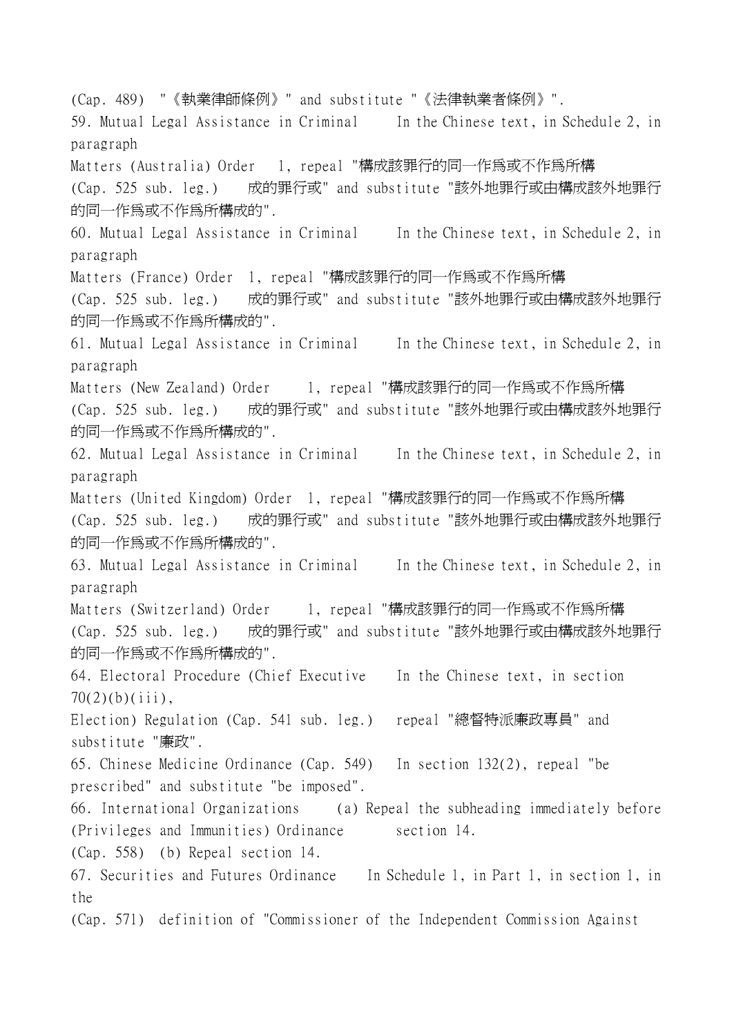(Cap. 489) "《執業律師條例》" and substitute "《法律執業者條例》".

59. Mutual Legal Assistance in Criminal Matters (Australia) Order (Cap. 525 sub. leg.) — In the Chinese text, in Schedule 2, in paragraph 1, repeal "構成該罪行的同一作爲或不作爲所構成的罪行或" and substitute "該外地罪行或由構成該外地罪行的同一作爲或不作爲所構成的".

60. Mutual Legal Assistance in Criminal Matters (France) Order (Cap. 525 sub. leg.) — In the Chinese text, in Schedule 2, in paragraph 1, repeal "構成該罪行的同一作爲或不作爲所構成的罪行或" and substitute "該外地罪行或由構成該外地罪行的同一作爲或不作爲所構成的".

61. Mutual Legal Assistance in Criminal Matters (New Zealand) Order (Cap. 525 sub. leg.) — In the Chinese text, in Schedule 2, in paragraph 1, repeal "構成該罪行的同一作爲或不作爲所構成的罪行或" and substitute "該外地罪行或由構成該外地罪行的同一作爲或不作爲所構成的".

62. Mutual Legal Assistance in Criminal Matters (United Kingdom) Order (Cap. 525 sub. leg.) — In the Chinese text, in Schedule 2, in paragraph 1, repeal "構成該罪行的同一作爲或不作爲所構成的罪行或" and substitute "該外地罪行或由構成該外地罪行的同一作爲或不作爲所構成的".

63. Mutual Legal Assistance in Criminal Matters (Switzerland) Order (Cap. 525 sub. leg.) — In the Chinese text, in Schedule 2, in paragraph 1, repeal "構成該罪行的同一作爲或不作爲所構成的罪行或" and substitute "該外地罪行或由構成該外地罪行的同一作爲或不作爲所構成的".

64. Electoral Procedure (Chief Executive Election) Regulation (Cap. 541 sub. leg.) — In the Chinese text, in section 70(2)(b)(iii), repeal "總督特派廉政專員" and substitute "廉政".

65. Chinese Medicine Ordinance (Cap. 549) — In section 132(2), repeal "be prescribed" and substitute "be imposed".

66. International Organizations (Privileges and Immunities) Ordinance (Cap. 558) — (a) Repeal the subheading immediately before section 14. (b) Repeal section 14.

67. Securities and Futures Ordinance (Cap. 571) — In Schedule 1, in Part 1, in section 1, in the definition of "Commissioner of the Independent Commission Against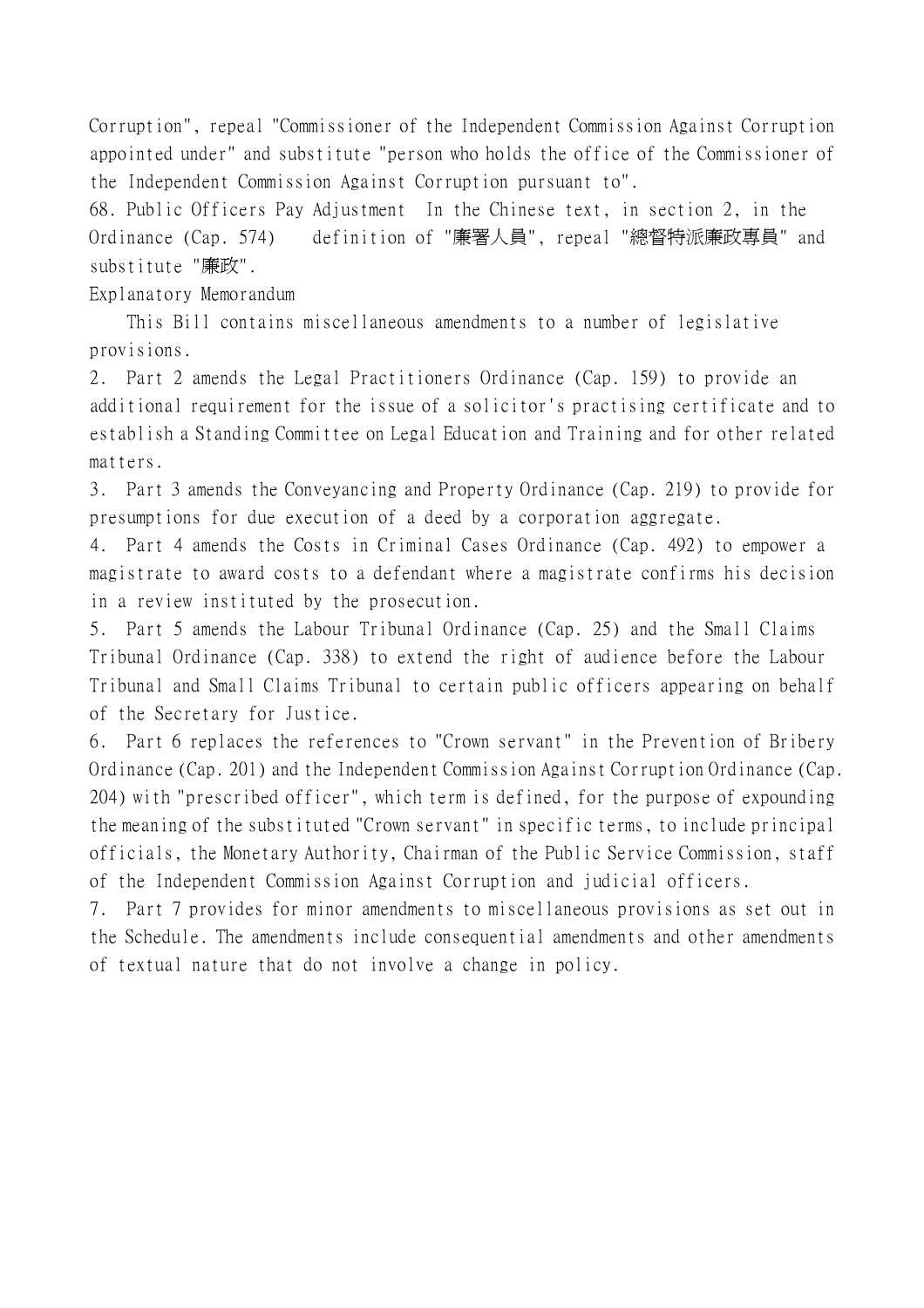Corruption", repeal "Commissioner of the Independent Commission Against Corruption appointed under" and substitute "person who holds the office of the Commissioner of the Independent Commission Against Corruption pursuant to".

68. Public Officers Pay Adjustment Ordinance (Cap. 574) In the Chinese text, in section 2, in the definition of "廉署人員", repeal "總督特派廉政專員" and substitute "廉政".

## Explanatory Memorandum

This Bill contains miscellaneous amendments to a number of legislative provisions.

2. Part 2 amends the Legal Practitioners Ordinance (Cap. 159) to provide an additional requirement for the issue of a solicitor's practising certificate and to establish a Standing Committee on Legal Education and Training and for other related matters.

3. Part 3 amends the Conveyancing and Property Ordinance (Cap. 219) to provide for presumptions for due execution of a deed by a corporation aggregate.

4. Part 4 amends the Costs in Criminal Cases Ordinance (Cap. 492) to empower a magistrate to award costs to a defendant where a magistrate confirms his decision in a review instituted by the prosecution.

5. Part 5 amends the Labour Tribunal Ordinance (Cap. 25) and the Small Claims Tribunal Ordinance (Cap. 338) to extend the right of audience before the Labour Tribunal and Small Claims Tribunal to certain public officers appearing on behalf of the Secretary for Justice.

6. Part 6 replaces the references to "Crown servant" in the Prevention of Bribery Ordinance (Cap. 201) and the Independent Commission Against Corruption Ordinance (Cap. 204) with "prescribed officer", which term is defined, for the purpose of expounding the meaning of the substituted "Crown servant" in specific terms, to include principal officials, the Monetary Authority, Chairman of the Public Service Commission, staff of the Independent Commission Against Corruption and judicial officers.

7. Part 7 provides for minor amendments to miscellaneous provisions as set out in the Schedule. The amendments include consequential amendments and other amendments of textual nature that do not involve a change in policy.